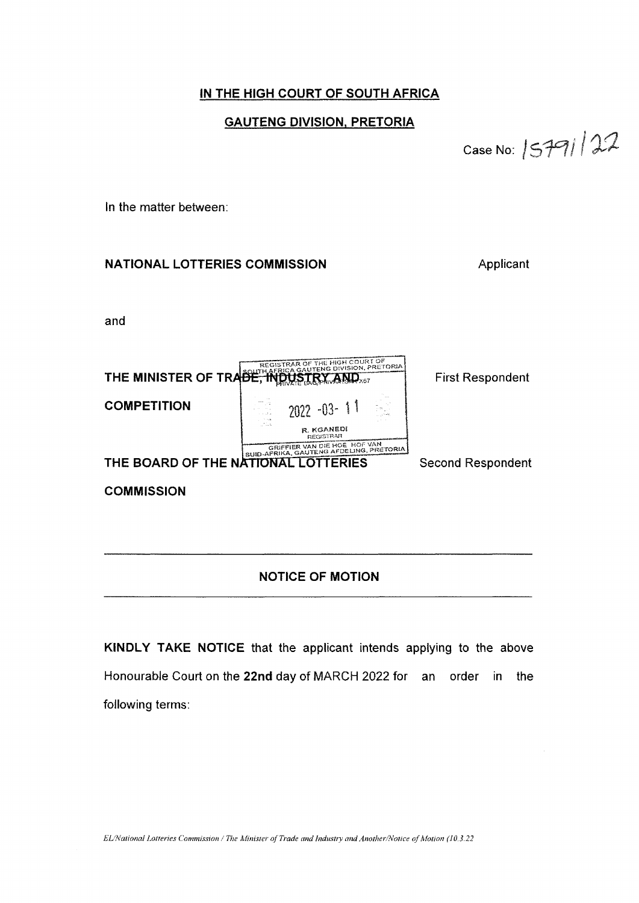**IN THE HIGH COURT OF SOUTH AFRICA**

**GAUTENG DIVISION, PRETORIA**

Case No: 15791/22

In the matter between:

| | |
|---|---|
| **NATIONAL LOTTERIES COMMISSION** | Applicant |
| and | |
| **THE MINISTER OF TRADE, INDUSTRY AND COMPETITION** | First Respondent |
| **THE BOARD OF THE NATIONAL LOTTERIES COMMISSION** | Second Respondent |

REGISTRAR OF THE HIGH COURT OF SOUTH AFRICA GAUTENG DIVISION, PRETORIA
PRIVATE BAG/PRIVAATSAK X67
2022 -03- 11
R. KGANEDI
REGISTRAR
GRIFFIER VAN DIE HOË HOF VAN SUID-AFRIKA, GAUTENG AFDELING, PRETORIA

---

**NOTICE OF MOTION**

---

**KINDLY TAKE NOTICE** that the applicant intends applying to the above Honourable Court on the **22nd** day of MARCH 2022 for an order in the following terms: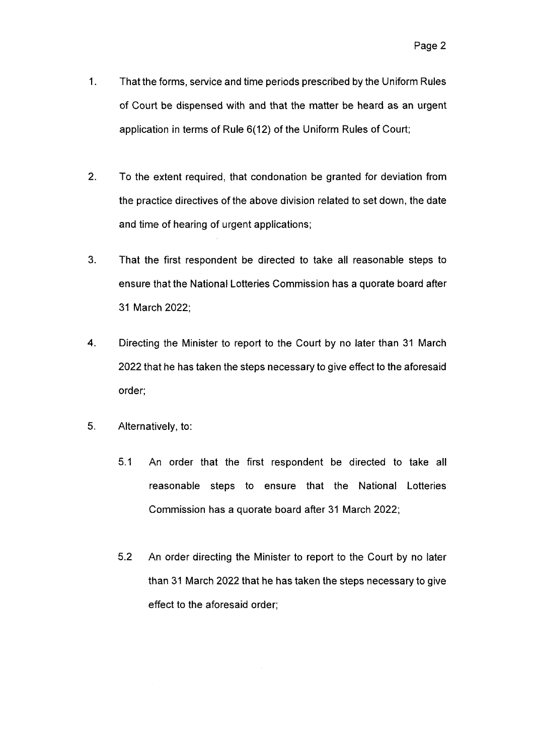1. That the forms, service and time periods prescribed by the Uniform Rules of Court be dispensed with and that the matter be heard as an urgent application in terms of Rule 6(12) of the Uniform Rules of Court;

2. To the extent required, that condonation be granted for deviation from the practice directives of the above division related to set down, the date and time of hearing of urgent applications;

3. That the first respondent be directed to take all reasonable steps to ensure that the National Lotteries Commission has a quorate board after 31 March 2022;

4. Directing the Minister to report to the Court by no later than 31 March 2022 that he has taken the steps necessary to give effect to the aforesaid order;

5. Alternatively, to:

   5.1 An order that the first respondent be directed to take all reasonable steps to ensure that the National Lotteries Commission has a quorate board after 31 March 2022;

   5.2 An order directing the Minister to report to the Court by no later than 31 March 2022 that he has taken the steps necessary to give effect to the aforesaid order;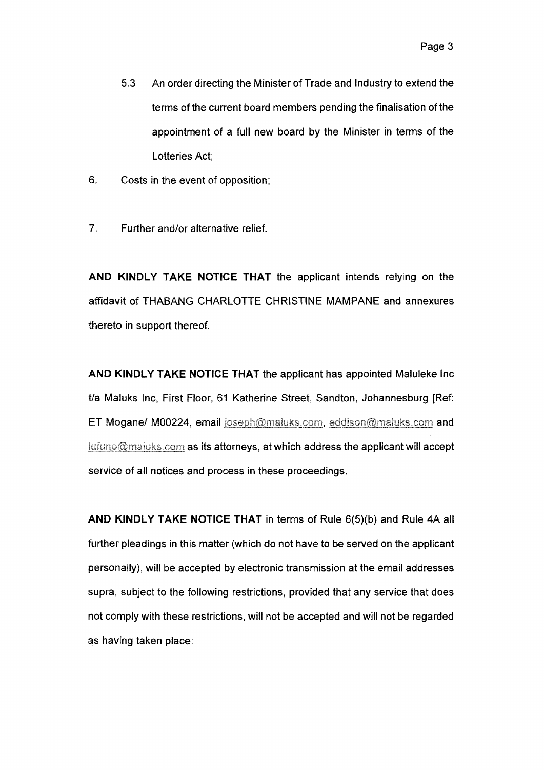5.3 An order directing the Minister of Trade and Industry to extend the terms of the current board members pending the finalisation of the appointment of a full new board by the Minister in terms of the Lotteries Act;

6. Costs in the event of opposition;

7. Further and/or alternative relief.

**AND KINDLY TAKE NOTICE THAT** the applicant intends relying on the affidavit of THABANG CHARLOTTE CHRISTINE MAMPANE and annexures thereto in support thereof.

**AND KINDLY TAKE NOTICE THAT** the applicant has appointed Maluleke Inc t/a Maluks Inc, First Floor, 61 Katherine Street, Sandton, Johannesburg [Ref: ET Mogane/ M00224, email joseph@maluks.com, eddison@maluks.com and lufuno@maluks.com as its attorneys, at which address the applicant will accept service of all notices and process in these proceedings.

**AND KINDLY TAKE NOTICE THAT** in terms of Rule 6(5)(b) and Rule 4A all further pleadings in this matter (which do not have to be served on the applicant personally), will be accepted by electronic transmission at the email addresses supra, subject to the following restrictions, provided that any service that does not comply with these restrictions, will not be accepted and will not be regarded as having taken place: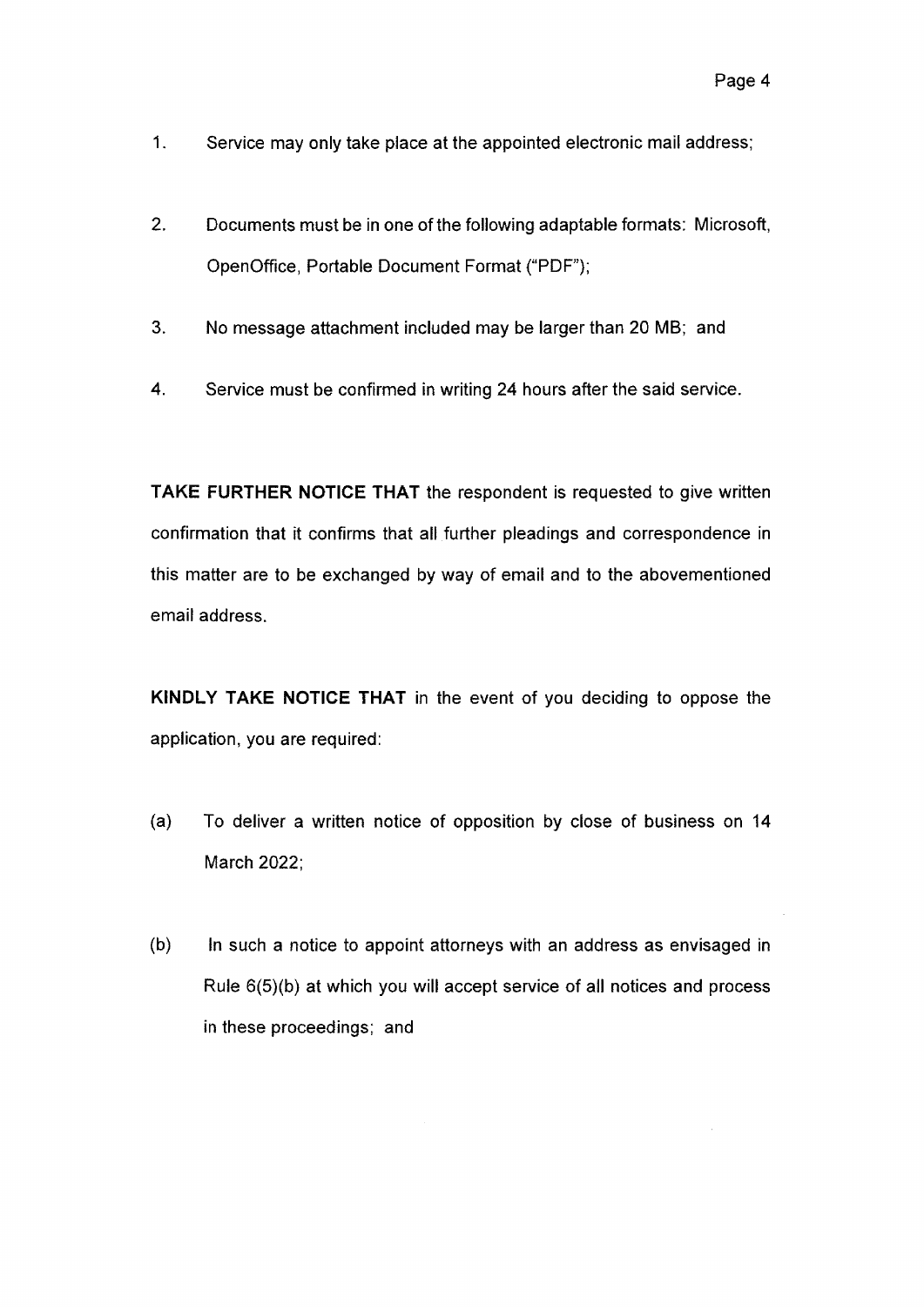1. Service may only take place at the appointed electronic mail address;

2. Documents must be in one of the following adaptable formats: Microsoft, OpenOffice, Portable Document Format ("PDF");

3. No message attachment included may be larger than 20 MB; and

4. Service must be confirmed in writing 24 hours after the said service.

**TAKE FURTHER NOTICE THAT** the respondent is requested to give written confirmation that it confirms that all further pleadings and correspondence in this matter are to be exchanged by way of email and to the abovementioned email address.

**KINDLY TAKE NOTICE THAT** in the event of you deciding to oppose the application, you are required:

(a) To deliver a written notice of opposition by close of business on 14 March 2022;

(b) In such a notice to appoint attorneys with an address as envisaged in Rule 6(5)(b) at which you will accept service of all notices and process in these proceedings; and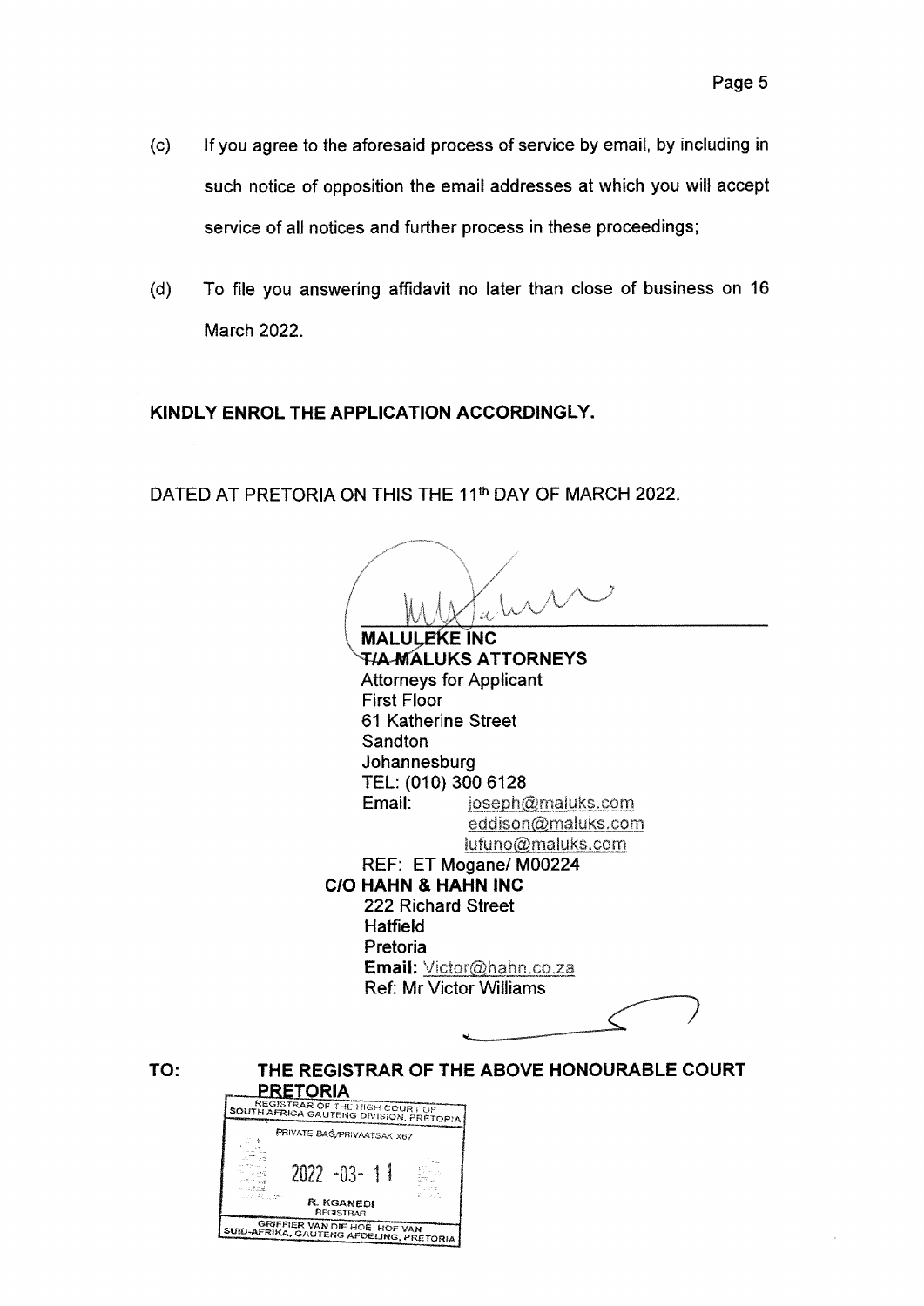(c) If you agree to the aforesaid process of service by email, by including in such notice of opposition the email addresses at which you will accept service of all notices and further process in these proceedings;

(d) To file you answering affidavit no later than close of business on 16 March 2022.

**KINDLY ENROL THE APPLICATION ACCORDINGLY.**

DATED AT PRETORIA ON THIS THE 11th DAY OF MARCH 2022.

**MALULEKE INC**
**T/A MALUKS ATTORNEYS**
Attorneys for Applicant
First Floor
61 Katherine Street
Sandton
Johannesburg
TEL: (010) 300 6128
Email: joseph@maluks.com
eddison@maluks.com
lufuno@maluks.com
REF: ET Mogane/ M00224
**C/O HAHN & HAHN INC**
222 Richard Street
Hatfield
Pretoria
**Email:** Victor@hahn.co.za
Ref: Mr Victor Williams

**TO: THE REGISTRAR OF THE ABOVE HONOURABLE COURT**
**PRETORIA**

REGISTRAR OF THE HIGH COURT OF SOUTH AFRICA GAUTENG DIVISION, PRETORIA
PRIVATE BAG/PRIVAATSAK X67
2022 -03- 11
R. KGANEDI
REGISTRAR
GRIFFIER VAN DIE HOË HOF VAN SUID-AFRIKA, GAUTENG AFDELING, PRETORIA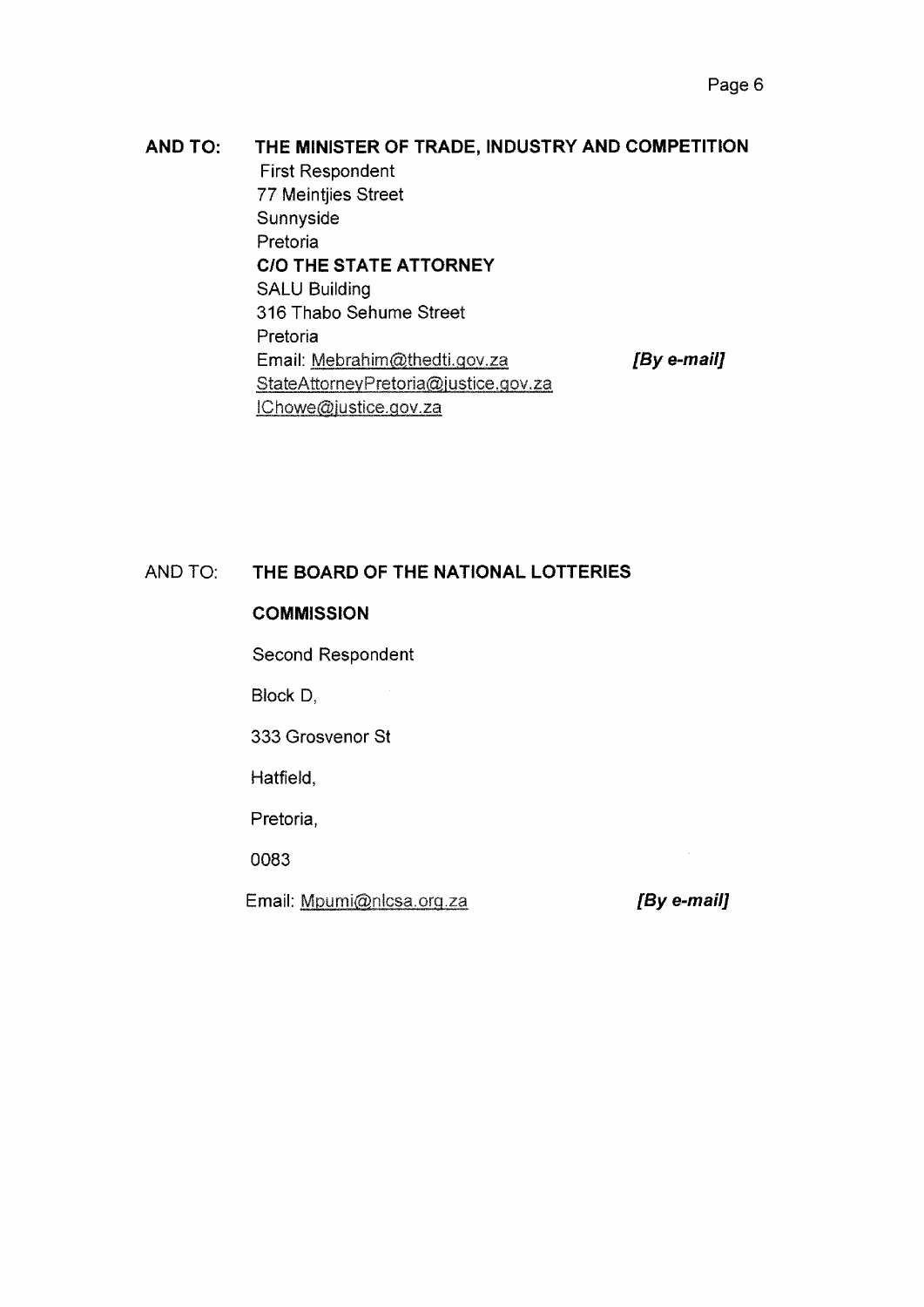**AND TO:** **THE MINISTER OF TRADE, INDUSTRY AND COMPETITION**
First Respondent
77 Meintjies Street
Sunnyside
Pretoria
**C/O THE STATE ATTORNEY**
SALU Building
316 Thabo Sehume Street
Pretoria
Email: Mebrahim@thedti.gov.za **_[By e-mail]_**
StateAttorneyPretoria@justice.gov.za
IChowe@justice.gov.za

AND TO: **THE BOARD OF THE NATIONAL LOTTERIES COMMISSION**

Second Respondent

Block D,

333 Grosvenor St

Hatfield,

Pretoria,

0083

Email: Mpumi@nlcsa.org.za **_[By e-mail]_**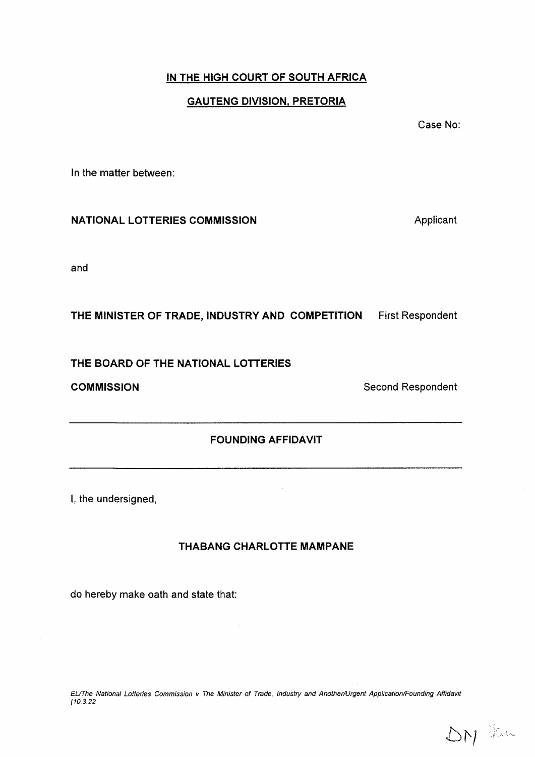**IN THE HIGH COURT OF SOUTH AFRICA**

**GAUTENG DIVISION, PRETORIA**

Case No:

In the matter between:

**NATIONAL LOTTERIES COMMISSION** Applicant

and

**THE MINISTER OF TRADE, INDUSTRY AND COMPETITION** First Respondent

**THE BOARD OF THE NATIONAL LOTTERIES COMMISSION** Second Respondent

---

**FOUNDING AFFIDAVIT**

---

I, the undersigned,

**THABANG CHARLOTTE MAMPANE**

do hereby make oath and state that:

*EL/The National Lotteries Commission v The Minister of Trade, Industry and Another/Urgent Application/Founding Affidavit (10.3.22*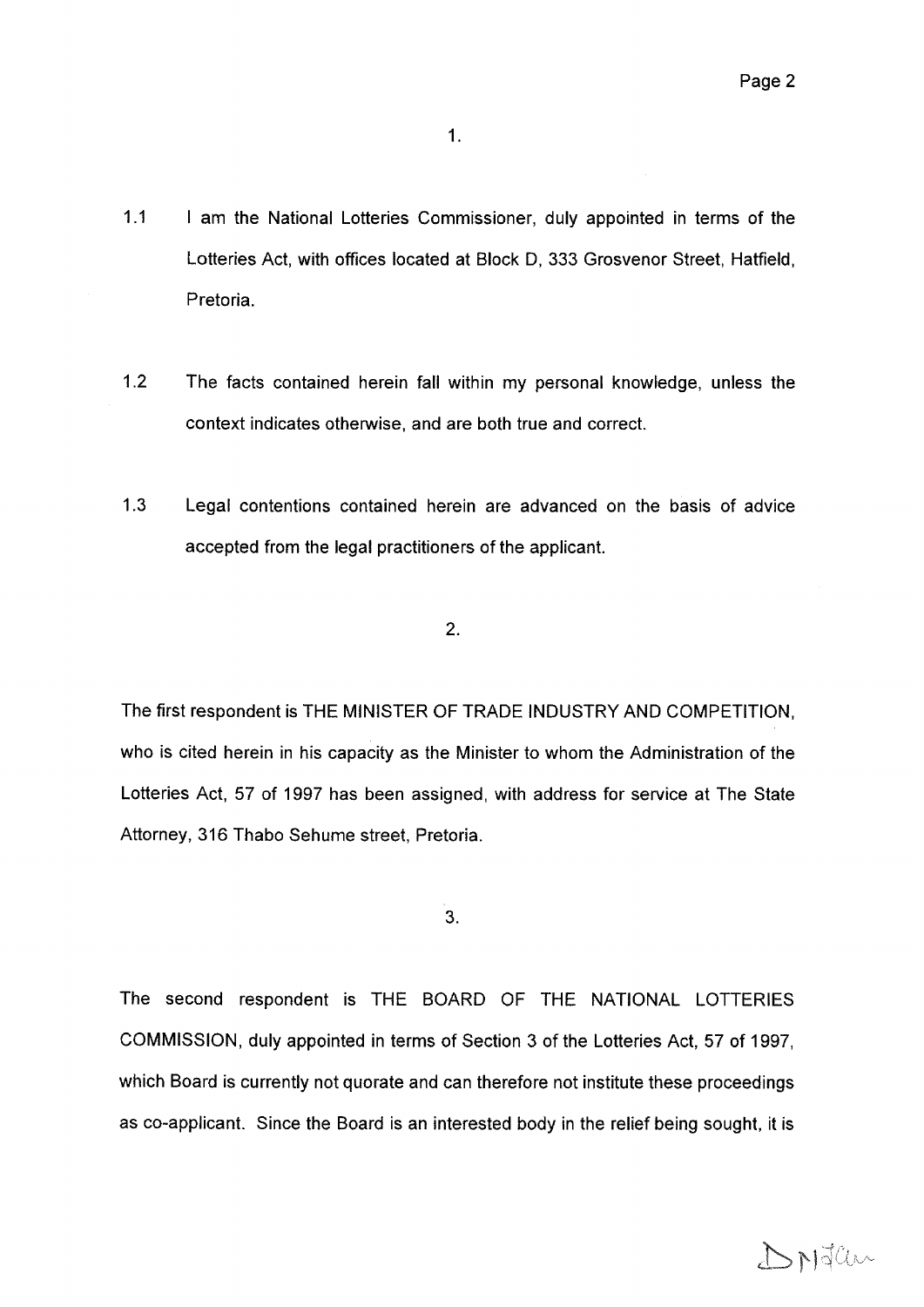1.

1.1 I am the National Lotteries Commissioner, duly appointed in terms of the Lotteries Act, with offices located at Block D, 333 Grosvenor Street, Hatfield, Pretoria.

1.2 The facts contained herein fall within my personal knowledge, unless the context indicates otherwise, and are both true and correct.

1.3 Legal contentions contained herein are advanced on the basis of advice accepted from the legal practitioners of the applicant.

2.

The first respondent is THE MINISTER OF TRADE INDUSTRY AND COMPETITION, who is cited herein in his capacity as the Minister to whom the Administration of the Lotteries Act, 57 of 1997 has been assigned, with address for service at The State Attorney, 316 Thabo Sehume street, Pretoria.

3.

The second respondent is THE BOARD OF THE NATIONAL LOTTERIES COMMISSION, duly appointed in terms of Section 3 of the Lotteries Act, 57 of 1997, which Board is currently not quorate and can therefore not institute these proceedings as co-applicant. Since the Board is an interested body in the relief being sought, it is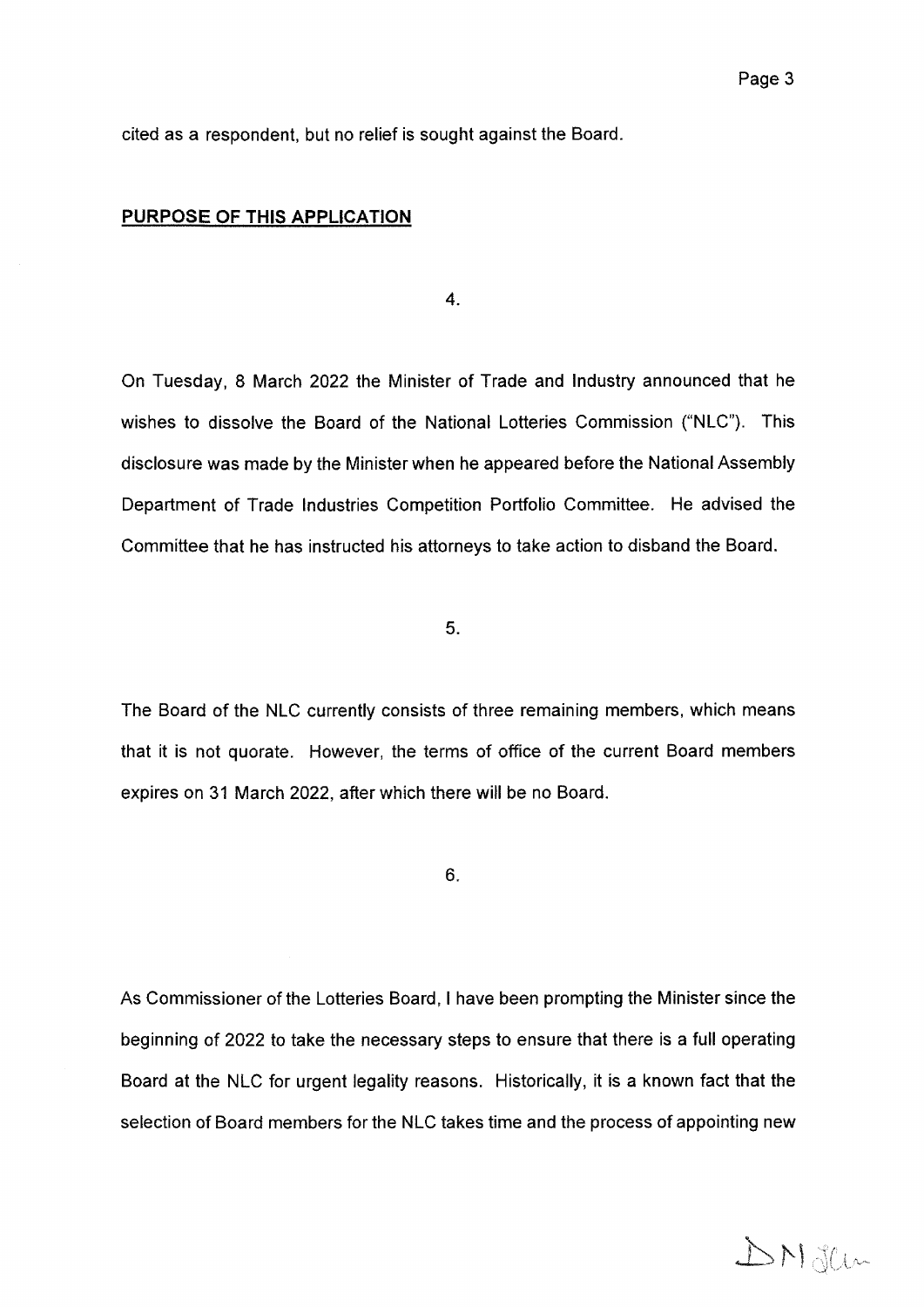cited as a respondent, but no relief is sought against the Board.

## PURPOSE OF THIS APPLICATION

4.

On Tuesday, 8 March 2022 the Minister of Trade and Industry announced that he wishes to dissolve the Board of the National Lotteries Commission ("NLC"). This disclosure was made by the Minister when he appeared before the National Assembly Department of Trade Industries Competition Portfolio Committee. He advised the Committee that he has instructed his attorneys to take action to disband the Board.

5.

The Board of the NLC currently consists of three remaining members, which means that it is not quorate. However, the terms of office of the current Board members expires on 31 March 2022, after which there will be no Board.

6.

As Commissioner of the Lotteries Board, I have been prompting the Minister since the beginning of 2022 to take the necessary steps to ensure that there is a full operating Board at the NLC for urgent legality reasons. Historically, it is a known fact that the selection of Board members for the NLC takes time and the process of appointing new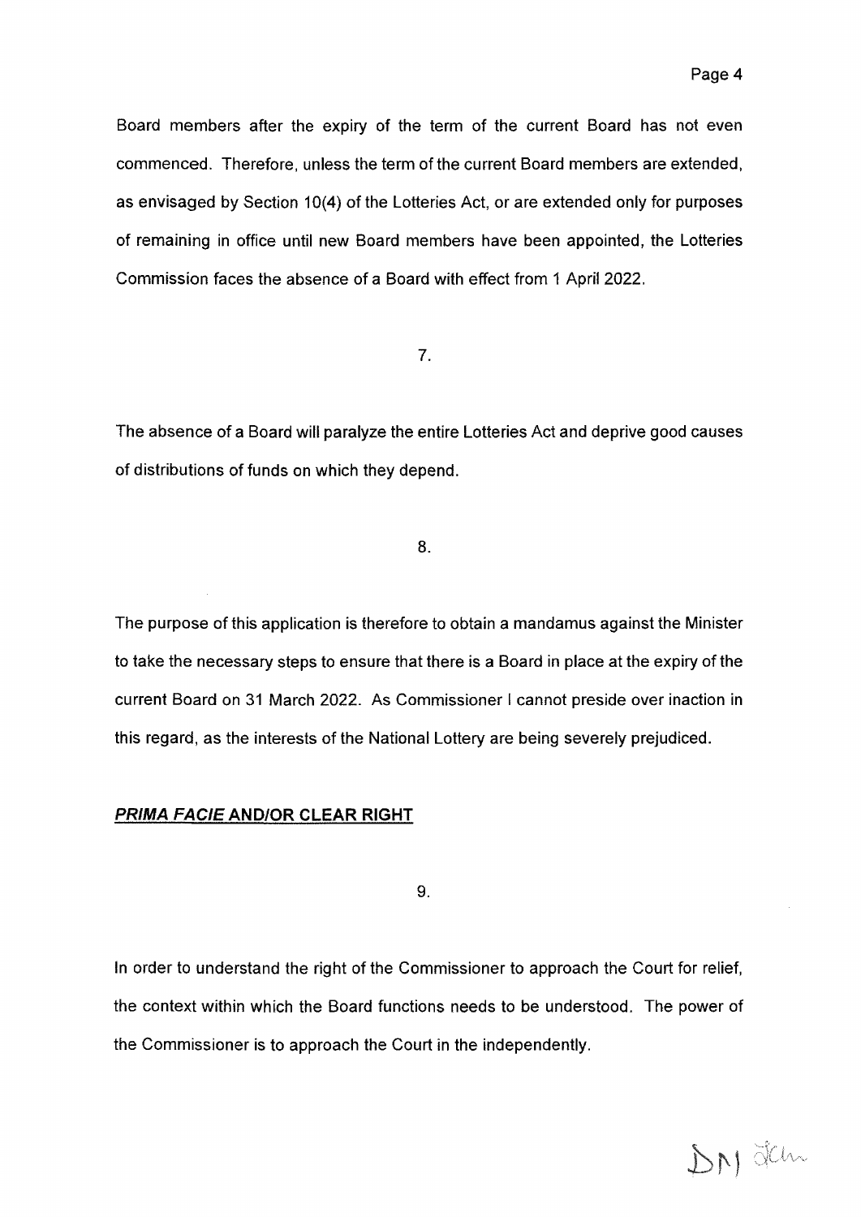Board members after the expiry of the term of the current Board has not even commenced. Therefore, unless the term of the current Board members are extended, as envisaged by Section 10(4) of the Lotteries Act, or are extended only for purposes of remaining in office until new Board members have been appointed, the Lotteries Commission faces the absence of a Board with effect from 1 April 2022.

7.

The absence of a Board will paralyze the entire Lotteries Act and deprive good causes of distributions of funds on which they depend.

8.

The purpose of this application is therefore to obtain a mandamus against the Minister to take the necessary steps to ensure that there is a Board in place at the expiry of the current Board on 31 March 2022. As Commissioner I cannot preside over inaction in this regard, as the interests of the National Lottery are being severely prejudiced.

## ***PRIMA FACIE* AND/OR CLEAR RIGHT**

9.

In order to understand the right of the Commissioner to approach the Court for relief, the context within which the Board functions needs to be understood. The power of the Commissioner is to approach the Court in the independently.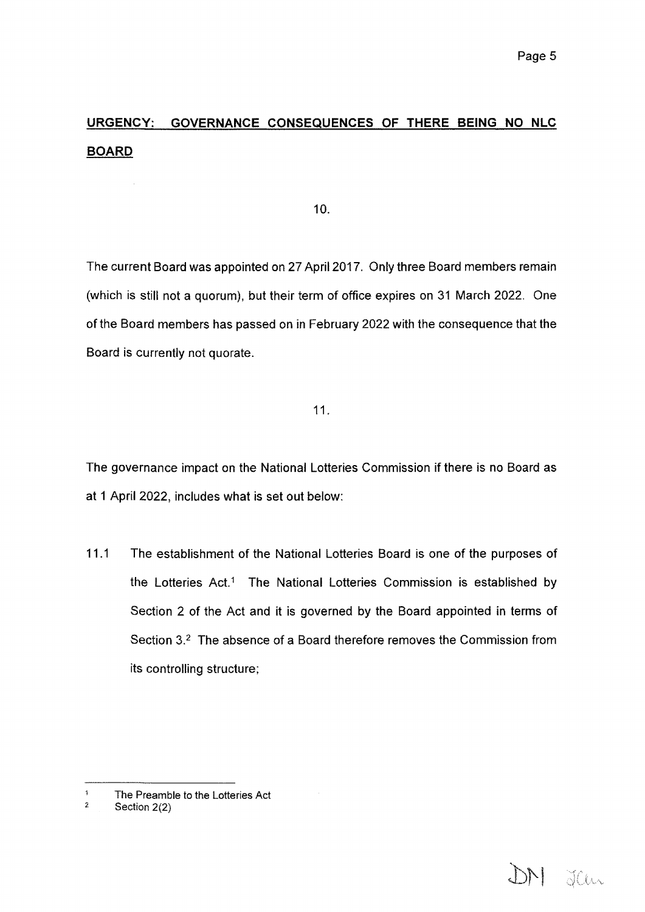## URGENCY: GOVERNANCE CONSEQUENCES OF THERE BEING NO NLC BOARD

10.

The current Board was appointed on 27 April 2017. Only three Board members remain (which is still not a quorum), but their term of office expires on 31 March 2022. One of the Board members has passed on in February 2022 with the consequence that the Board is currently not quorate.

11.

The governance impact on the National Lotteries Commission if there is no Board as at 1 April 2022, includes what is set out below:

11.1 The establishment of the National Lotteries Board is one of the purposes of the Lotteries Act.[1] The National Lotteries Commission is established by Section 2 of the Act and it is governed by the Board appointed in terms of Section 3.[2] The absence of a Board therefore removes the Commission from its controlling structure;

---

[1] The Preamble to the Lotteries Act

[2] Section 2(2)

DM JCu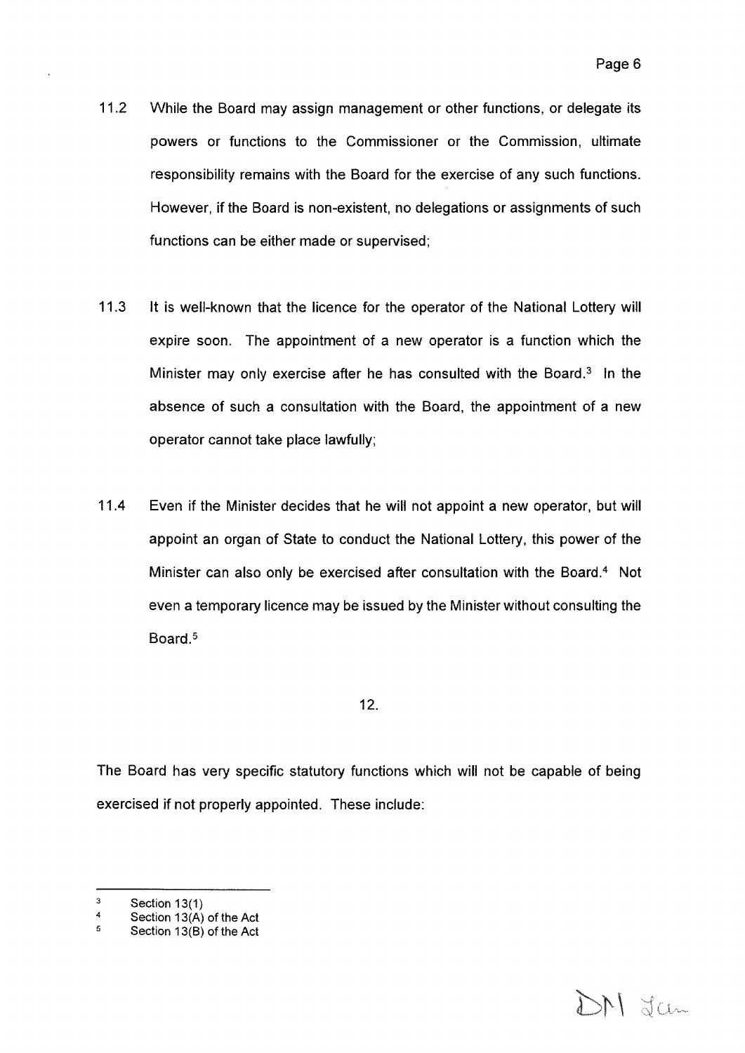11.2 While the Board may assign management or other functions, or delegate its powers or functions to the Commissioner or the Commission, ultimate responsibility remains with the Board for the exercise of any such functions. However, if the Board is non-existent, no delegations or assignments of such functions can be either made or supervised;

11.3 It is well-known that the licence for the operator of the National Lottery will expire soon. The appointment of a new operator is a function which the Minister may only exercise after he has consulted with the Board.[3] In the absence of such a consultation with the Board, the appointment of a new operator cannot take place lawfully;

11.4 Even if the Minister decides that he will not appoint a new operator, but will appoint an organ of State to conduct the National Lottery, this power of the Minister can also only be exercised after consultation with the Board.[4] Not even a temporary licence may be issued by the Minister without consulting the Board.[5]

12.

The Board has very specific statutory functions which will not be capable of being exercised if not properly appointed. These include:

---

[3] Section 13(1)

[4] Section 13(A) of the Act

[5] Section 13(B) of the Act

DM Jan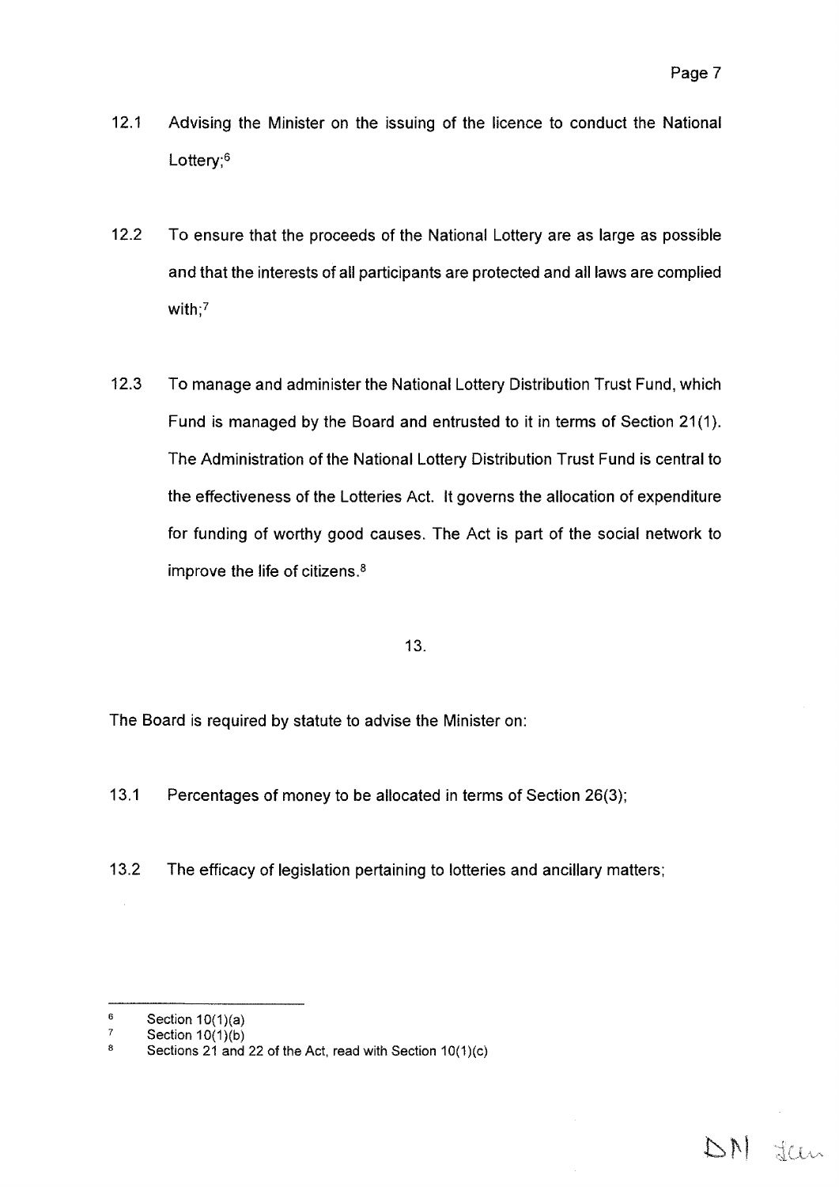12.1 Advising the Minister on the issuing of the licence to conduct the National Lottery;[6]

12.2 To ensure that the proceeds of the National Lottery are as large as possible and that the interests of all participants are protected and all laws are complied with;[7]

12.3 To manage and administer the National Lottery Distribution Trust Fund, which Fund is managed by the Board and entrusted to it in terms of Section 21(1). The Administration of the National Lottery Distribution Trust Fund is central to the effectiveness of the Lotteries Act. It governs the allocation of expenditure for funding of worthy good causes. The Act is part of the social network to improve the life of citizens.[8]

13.

The Board is required by statute to advise the Minister on:

13.1 Percentages of money to be allocated in terms of Section 26(3);

13.2 The efficacy of legislation pertaining to lotteries and ancillary matters;

---

[6] Section 10(1)(a)

[7] Section 10(1)(b)

[8] Sections 21 and 22 of the Act, read with Section 10(1)(c)

DN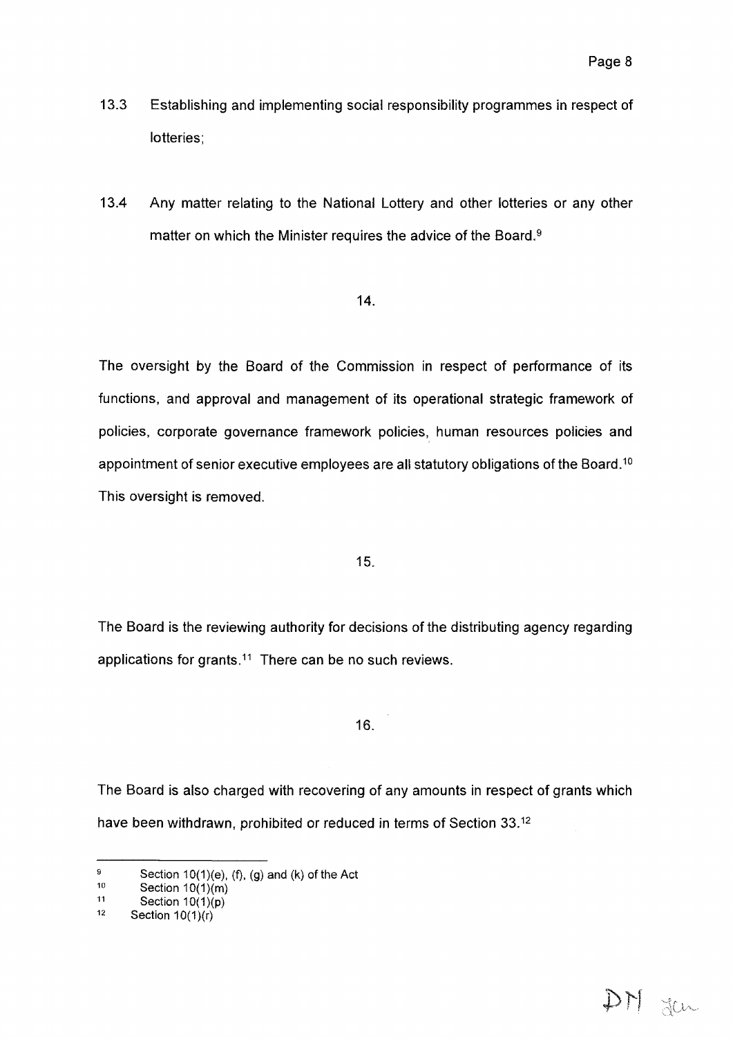13.3 Establishing and implementing social responsibility programmes in respect of lotteries;

13.4 Any matter relating to the National Lottery and other lotteries or any other matter on which the Minister requires the advice of the Board.[9]

14.

The oversight by the Board of the Commission in respect of performance of its functions, and approval and management of its operational strategic framework of policies, corporate governance framework policies, human resources policies and appointment of senior executive employees are all statutory obligations of the Board.[10] This oversight is removed.

15.

The Board is the reviewing authority for decisions of the distributing agency regarding applications for grants.[11] There can be no such reviews.

16.

The Board is also charged with recovering of any amounts in respect of grants which have been withdrawn, prohibited or reduced in terms of Section 33.[12]

---

[9] Section 10(1)(e), (f), (g) and (k) of the Act

[10] Section 10(1)(m)

[11] Section 10(1)(p)

[12] Section 10(1)(r)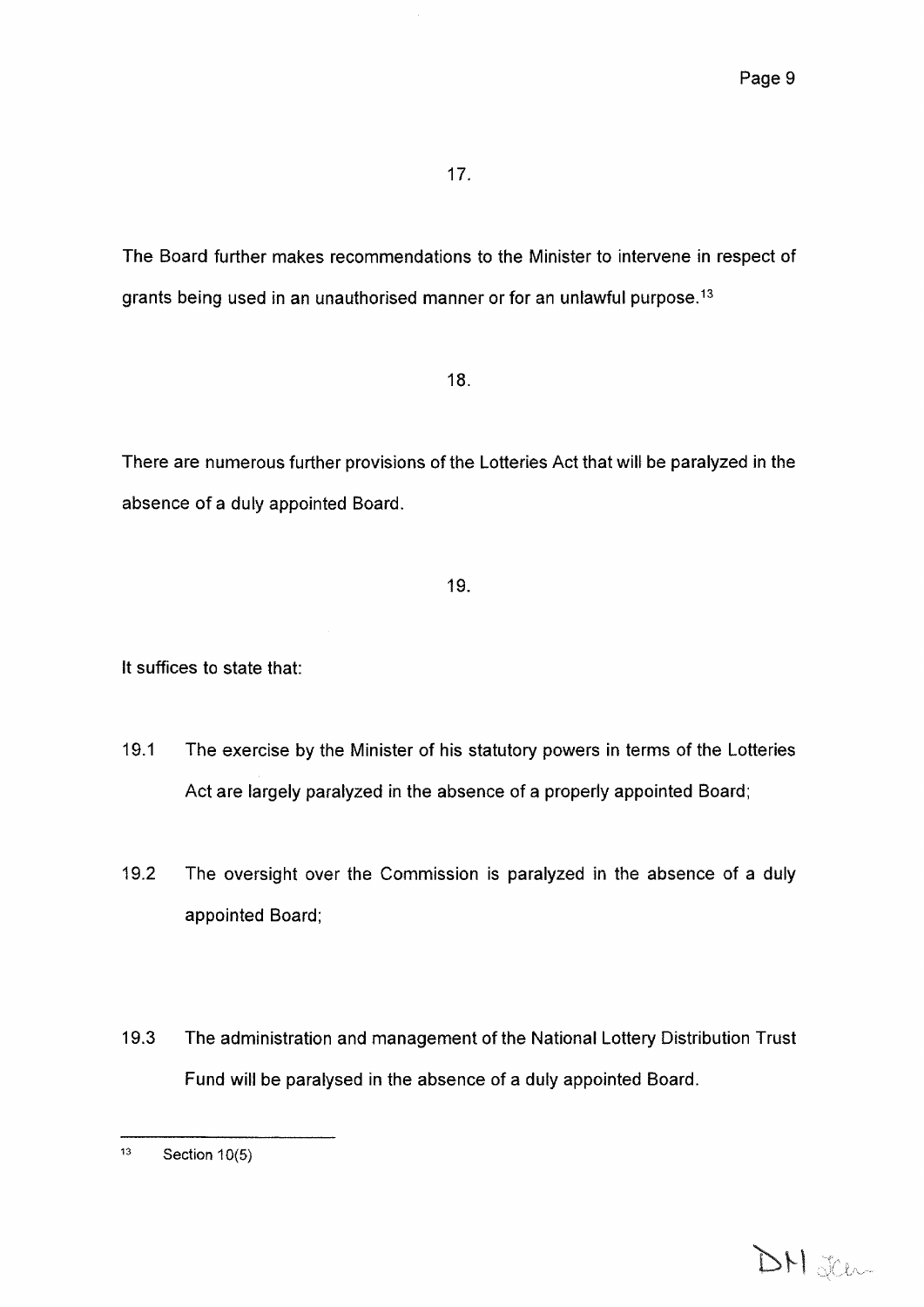17.

The Board further makes recommendations to the Minister to intervene in respect of grants being used in an unauthorised manner or for an unlawful purpose.[13]

18.

There are numerous further provisions of the Lotteries Act that will be paralyzed in the absence of a duly appointed Board.

19.

It suffices to state that:

19.1 The exercise by the Minister of his statutory powers in terms of the Lotteries Act are largely paralyzed in the absence of a properly appointed Board;

19.2 The oversight over the Commission is paralyzed in the absence of a duly appointed Board;

19.3 The administration and management of the National Lottery Distribution Trust Fund will be paralysed in the absence of a duly appointed Board.

---

[13] Section 10(5)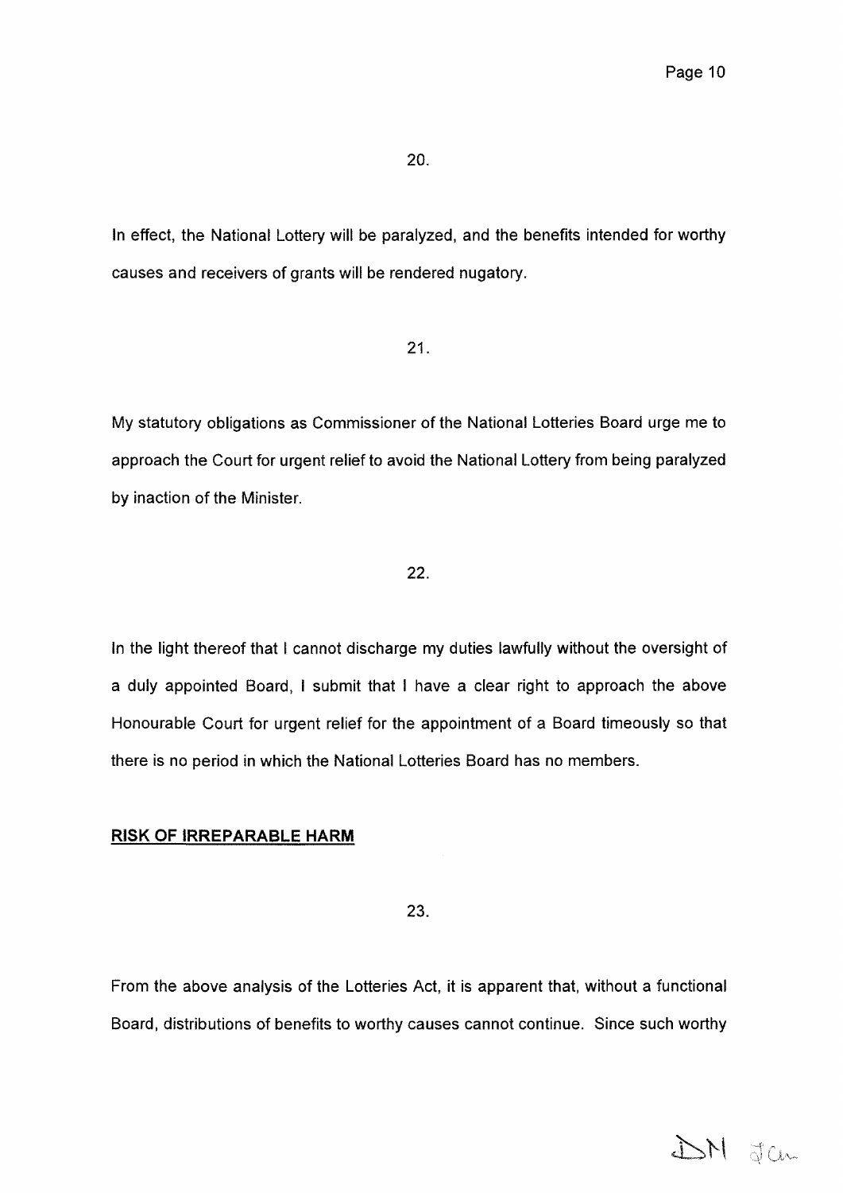20.

In effect, the National Lottery will be paralyzed, and the benefits intended for worthy causes and receivers of grants will be rendered nugatory.

21.

My statutory obligations as Commissioner of the National Lotteries Board urge me to approach the Court for urgent relief to avoid the National Lottery from being paralyzed by inaction of the Minister.

22.

In the light thereof that I cannot discharge my duties lawfully without the oversight of a duly appointed Board, I submit that I have a clear right to approach the above Honourable Court for urgent relief for the appointment of a Board timeously so that there is no period in which the National Lotteries Board has no members.

**RISK OF IRREPARABLE HARM**

23.

From the above analysis of the Lotteries Act, it is apparent that, without a functional Board, distributions of benefits to worthy causes cannot continue. Since such worthy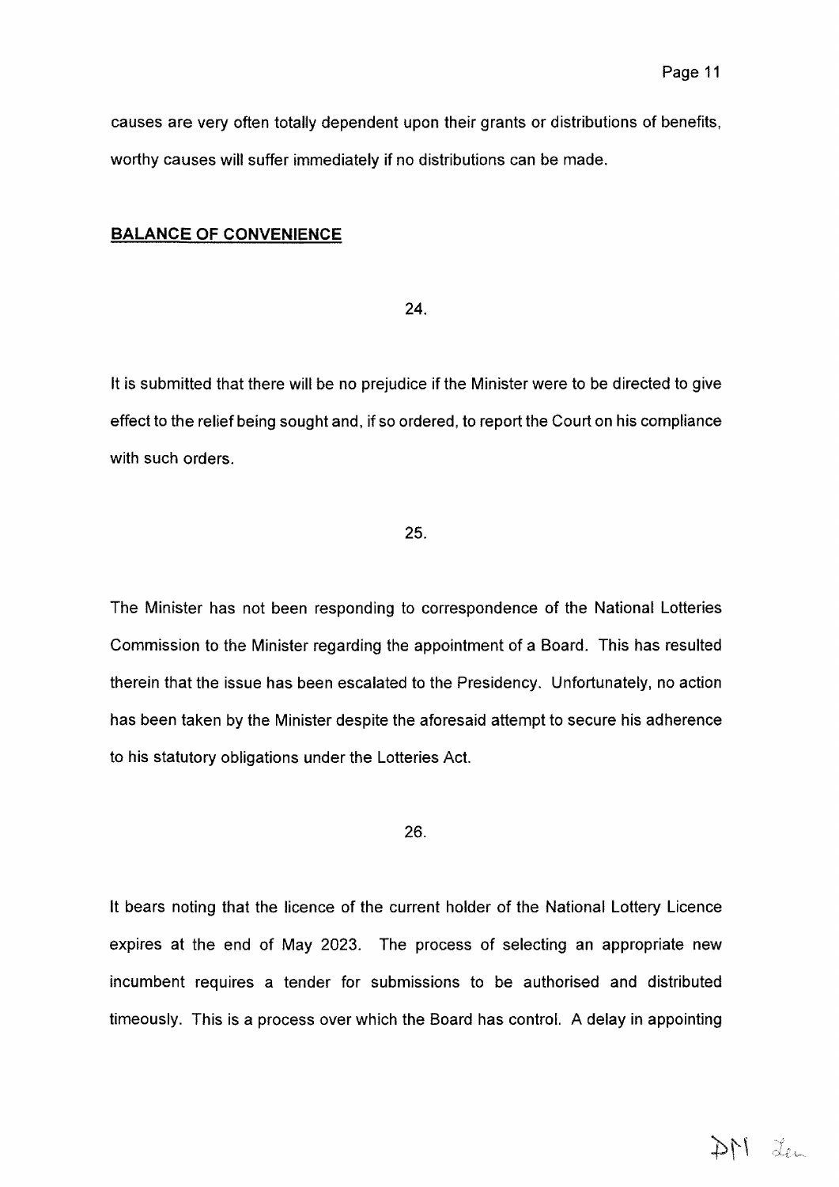causes are very often totally dependent upon their grants or distributions of benefits, worthy causes will suffer immediately if no distributions can be made.

## BALANCE OF CONVENIENCE

24.

It is submitted that there will be no prejudice if the Minister were to be directed to give effect to the relief being sought and, if so ordered, to report the Court on his compliance with such orders.

25.

The Minister has not been responding to correspondence of the National Lotteries Commission to the Minister regarding the appointment of a Board. This has resulted therein that the issue has been escalated to the Presidency. Unfortunately, no action has been taken by the Minister despite the aforesaid attempt to secure his adherence to his statutory obligations under the Lotteries Act.

26.

It bears noting that the licence of the current holder of the National Lottery Licence expires at the end of May 2023. The process of selecting an appropriate new incumbent requires a tender for submissions to be authorised and distributed timeously. This is a process over which the Board has control. A delay in appointing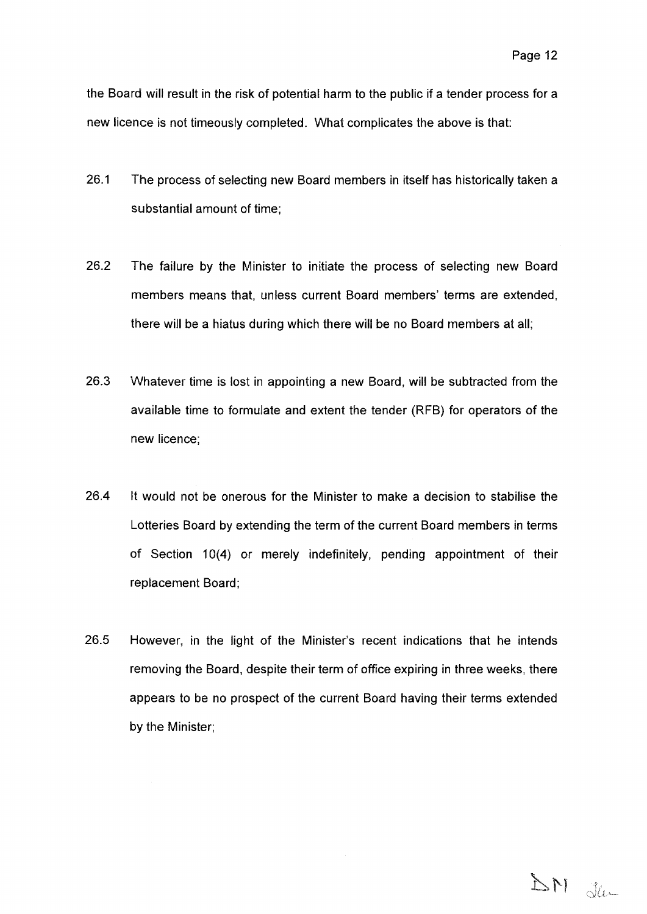the Board will result in the risk of potential harm to the public if a tender process for a new licence is not timeously completed. What complicates the above is that:

26.1 The process of selecting new Board members in itself has historically taken a substantial amount of time;

26.2 The failure by the Minister to initiate the process of selecting new Board members means that, unless current Board members' terms are extended, there will be a hiatus during which there will be no Board members at all;

26.3 Whatever time is lost in appointing a new Board, will be subtracted from the available time to formulate and extent the tender (RFB) for operators of the new licence;

26.4 It would not be onerous for the Minister to make a decision to stabilise the Lotteries Board by extending the term of the current Board members in terms of Section 10(4) or merely indefinitely, pending appointment of their replacement Board;

26.5 However, in the light of the Minister's recent indications that he intends removing the Board, despite their term of office expiring in three weeks, there appears to be no prospect of the current Board having their terms extended by the Minister;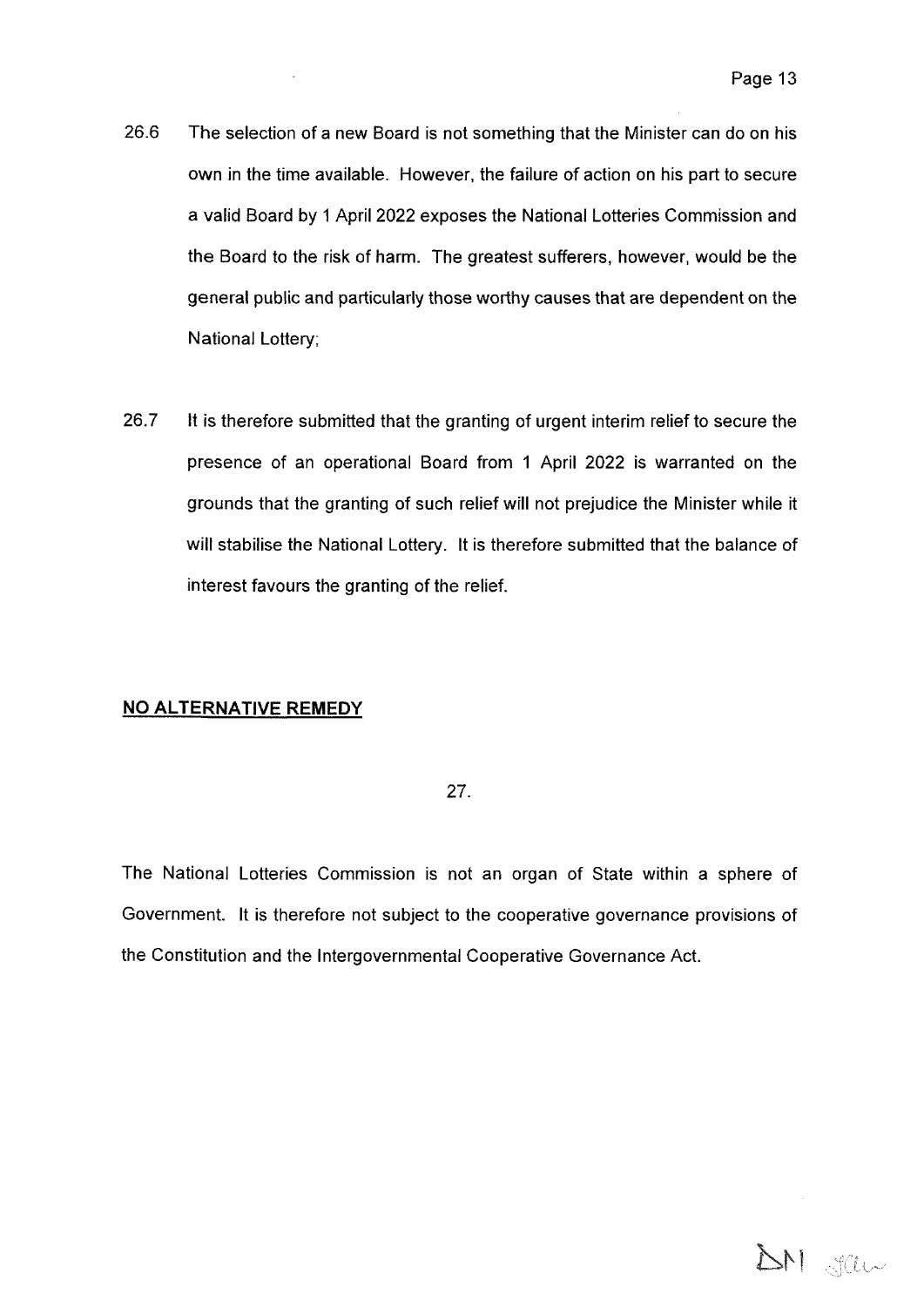26.6 The selection of a new Board is not something that the Minister can do on his own in the time available. However, the failure of action on his part to secure a valid Board by 1 April 2022 exposes the National Lotteries Commission and the Board to the risk of harm. The greatest sufferers, however, would be the general public and particularly those worthy causes that are dependent on the National Lottery;

26.7 It is therefore submitted that the granting of urgent interim relief to secure the presence of an operational Board from 1 April 2022 is warranted on the grounds that the granting of such relief will not prejudice the Minister while it will stabilise the National Lottery. It is therefore submitted that the balance of interest favours the granting of the relief.

## NO ALTERNATIVE REMEDY

27.

The National Lotteries Commission is not an organ of State within a sphere of Government. It is therefore not subject to the cooperative governance provisions of the Constitution and the Intergovernmental Cooperative Governance Act.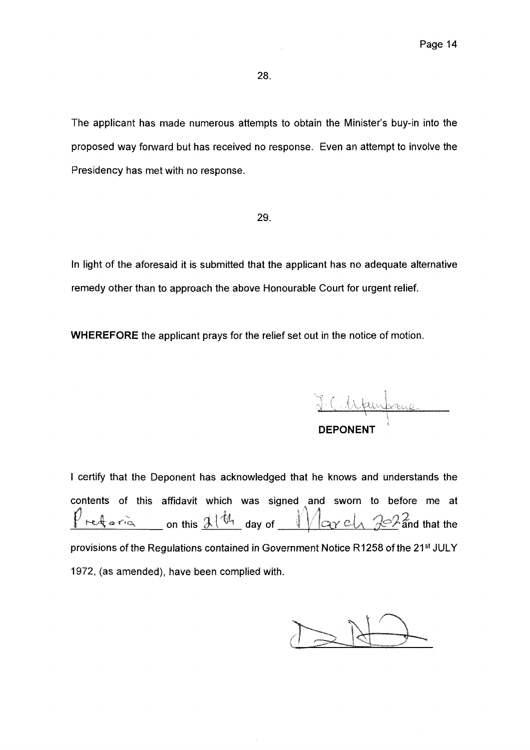28.

The applicant has made numerous attempts to obtain the Minister's buy-in into the proposed way forward but has received no response. Even an attempt to involve the Presidency has met with no response.

29.

In light of the aforesaid it is submitted that the applicant has no adequate alternative remedy other than to approach the above Honourable Court for urgent relief.

**WHEREFORE** the applicant prays for the relief set out in the notice of motion.

**DEPONENT**

I certify that the Deponent has acknowledged that he knows and understands the contents of this affidavit which was signed and sworn to before me at Pretoria on this 21th day of March 2022 and that the provisions of the Regulations contained in Government Notice R1258 of the 21st JULY 1972, (as amended), have been complied with.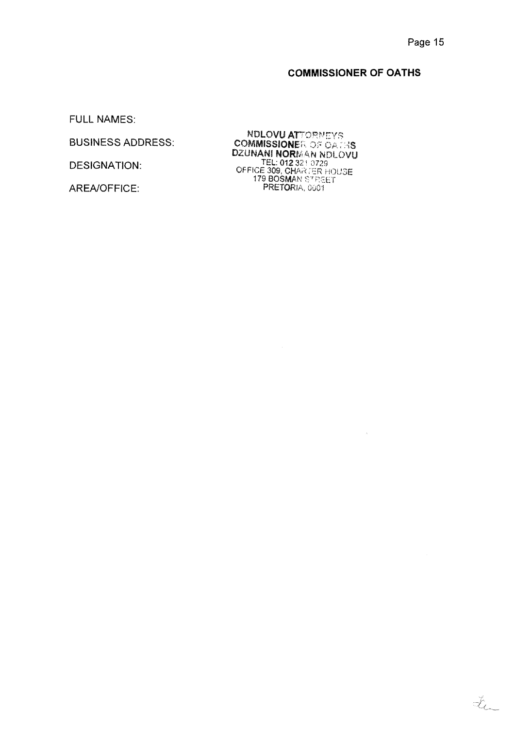## COMMISSIONER OF OATHS

FULL NAMES:

BUSINESS ADDRESS:

DESIGNATION:

AREA/OFFICE:

NDLOVU ATTORNEYS
COMMISSIONER OF OATHS
DZUNANI NORMAN NDLOVU
TEL: 012 321 0729
OFFICE 309, CHARTER HOUSE
179 BOSMAN STREET
PRETORIA, 0001